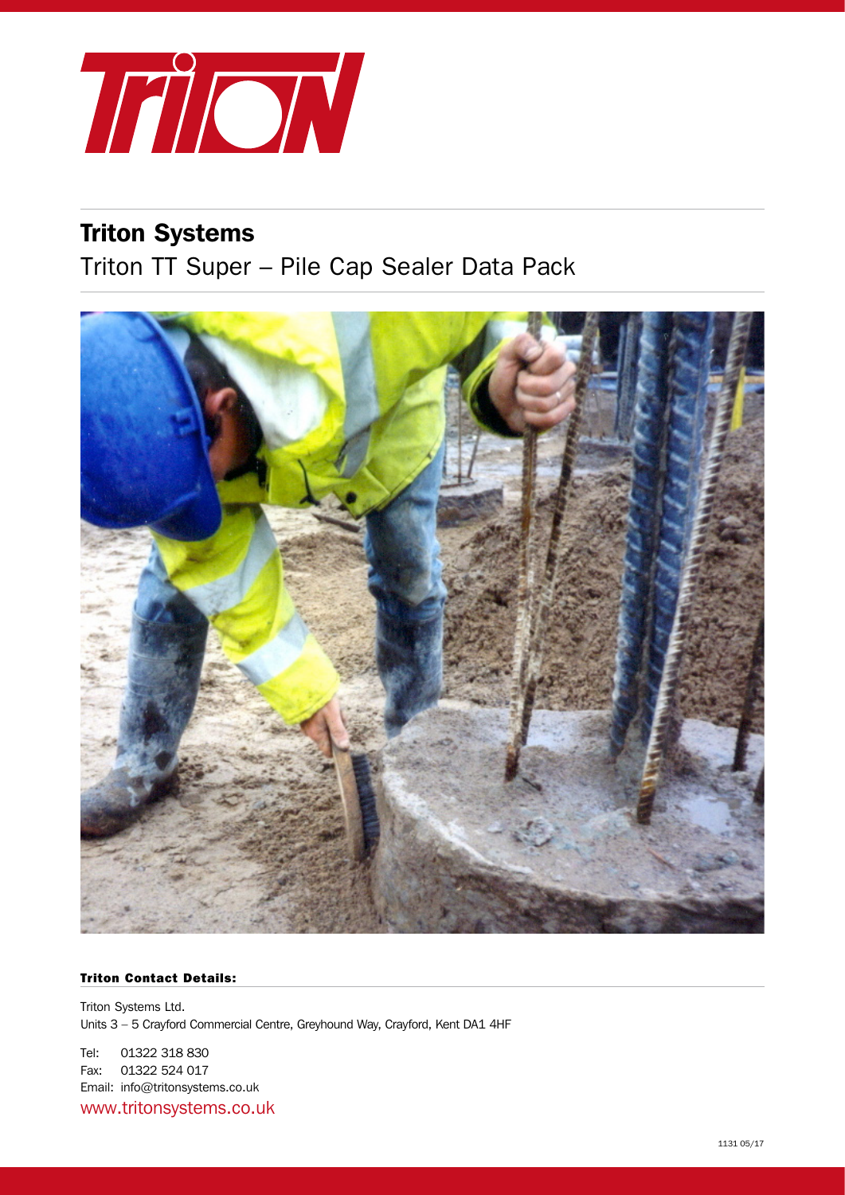# Triton Systems

## Triton TT Super – Pile Cap Sealer Data Pack

**Triton Contact Details:**

Triton Systems Ltd.
Units 3 – 5 Crayford Commercial Centre, Greyhound Way, Crayford, Kent DA1 4HF

Tel: 01322 318 830
Fax: 01322 524 017
Email: info@tritonsystems.co.uk
www.tritonsystems.co.uk

1131 05/17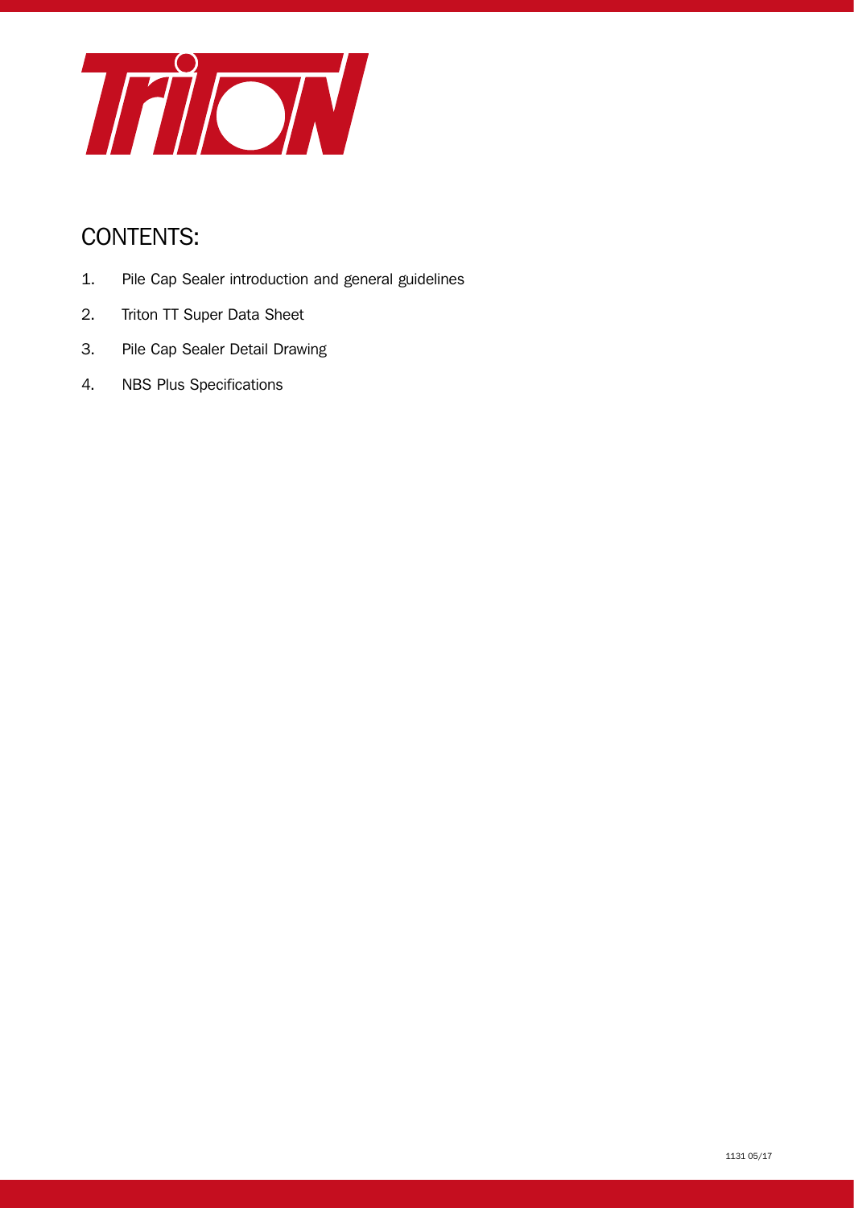# CONTENTS:

1. Pile Cap Sealer introduction and general guidelines
2. Triton TT Super Data Sheet
3. Pile Cap Sealer Detail Drawing
4. NBS Plus Specifications

1131 05/17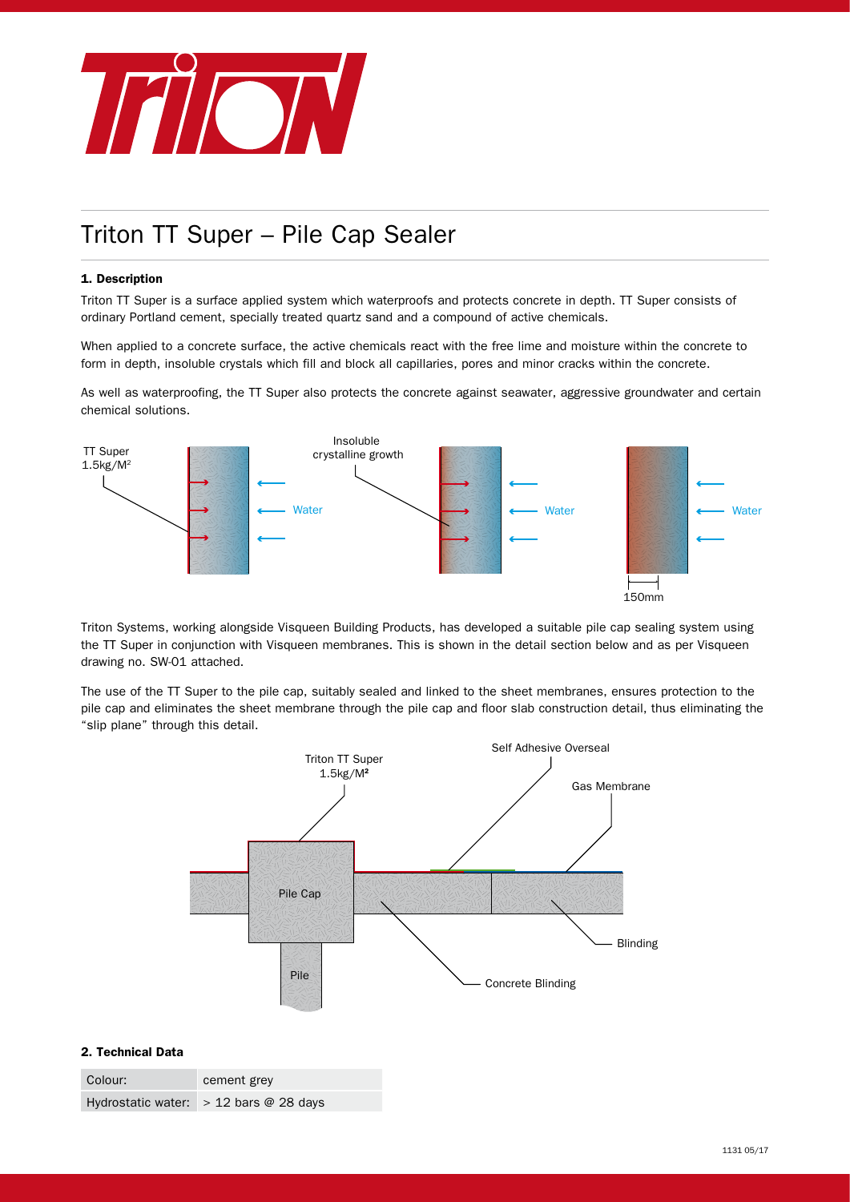# Triton TT Super – Pile Cap Sealer

## 1. Description

Triton TT Super is a surface applied system which waterproofs and protects concrete in depth. TT Super consists of ordinary Portland cement, specially treated quartz sand and a compound of active chemicals.

When applied to a concrete surface, the active chemicals react with the free lime and moisture within the concrete to form in depth, insoluble crystals which fill and block all capillaries, pores and minor cracks within the concrete.

As well as waterproofing, the TT Super also protects the concrete against seawater, aggressive groundwater and certain chemical solutions.

TT Super 1.5kg/M²

Insoluble crystalline growth

Water

150mm

Triton Systems, working alongside Visqueen Building Products, has developed a suitable pile cap sealing system using the TT Super in conjunction with Visqueen membranes. This is shown in the detail section below and as per Visqueen drawing no. SW-01 attached.

The use of the TT Super to the pile cap, suitably sealed and linked to the sheet membranes, ensures protection to the pile cap and eliminates the sheet membrane through the pile cap and floor slab construction detail, thus eliminating the "slip plane" through this detail.

Triton TT Super 1.5kg/M²

Self Adhesive Overseal

Gas Membrane

Pile Cap

Pile

Concrete Blinding

Blinding

## 2. Technical Data

| | |
|---|---|
| Colour: | cement grey |
| Hydrostatic water: | > 12 bars @ 28 days |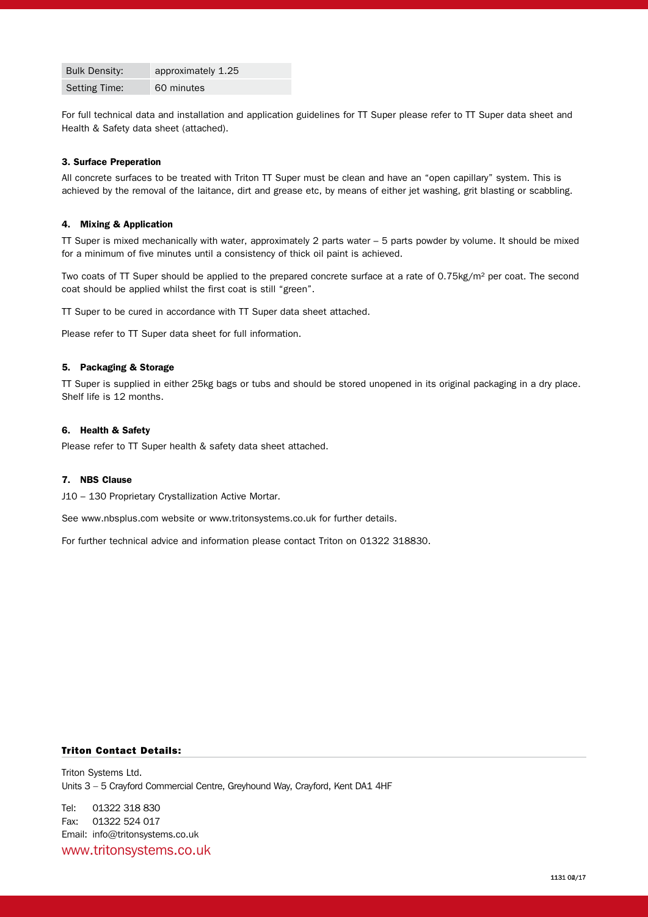| Bulk Density: | approximately 1.25 |
| --- | --- |
| Setting Time: | 60 minutes |

For full technical data and installation and application guidelines for TT Super please refer to TT Super data sheet and Health & Safety data sheet (attached).

#### 3. Surface Preperation

All concrete surfaces to be treated with Triton TT Super must be clean and have an "open capillary" system. This is achieved by the removal of the laitance, dirt and grease etc, by means of either jet washing, grit blasting or scabbling.

#### 4. Mixing & Application

TT Super is mixed mechanically with water, approximately 2 parts water – 5 parts powder by volume. It should be mixed for a minimum of five minutes until a consistency of thick oil paint is achieved.

Two coats of TT Super should be applied to the prepared concrete surface at a rate of 0.75kg/m² per coat. The second coat should be applied whilst the first coat is still "green".

TT Super to be cured in accordance with TT Super data sheet attached.

Please refer to TT Super data sheet for full information.

#### 5. Packaging & Storage

TT Super is supplied in either 25kg bags or tubs and should be stored unopened in its original packaging in a dry place. Shelf life is 12 months.

#### 6. Health & Safety

Please refer to TT Super health & safety data sheet attached.

#### 7. NBS Clause

J10 – 130 Proprietary Crystallization Active Mortar.

See www.nbsplus.com website or www.tritonsystems.co.uk for further details.

For further technical advice and information please contact Triton on 01322 318830.

#### Triton Contact Details:

Triton Systems Ltd.
Units 3 – 5 Crayford Commercial Centre, Greyhound Way, Crayford, Kent DA1 4HF

Tel: 01322 318 830
Fax: 01322 524 017
Email: info@tritonsystems.co.uk

www.tritonsystems.co.uk

1131 02/17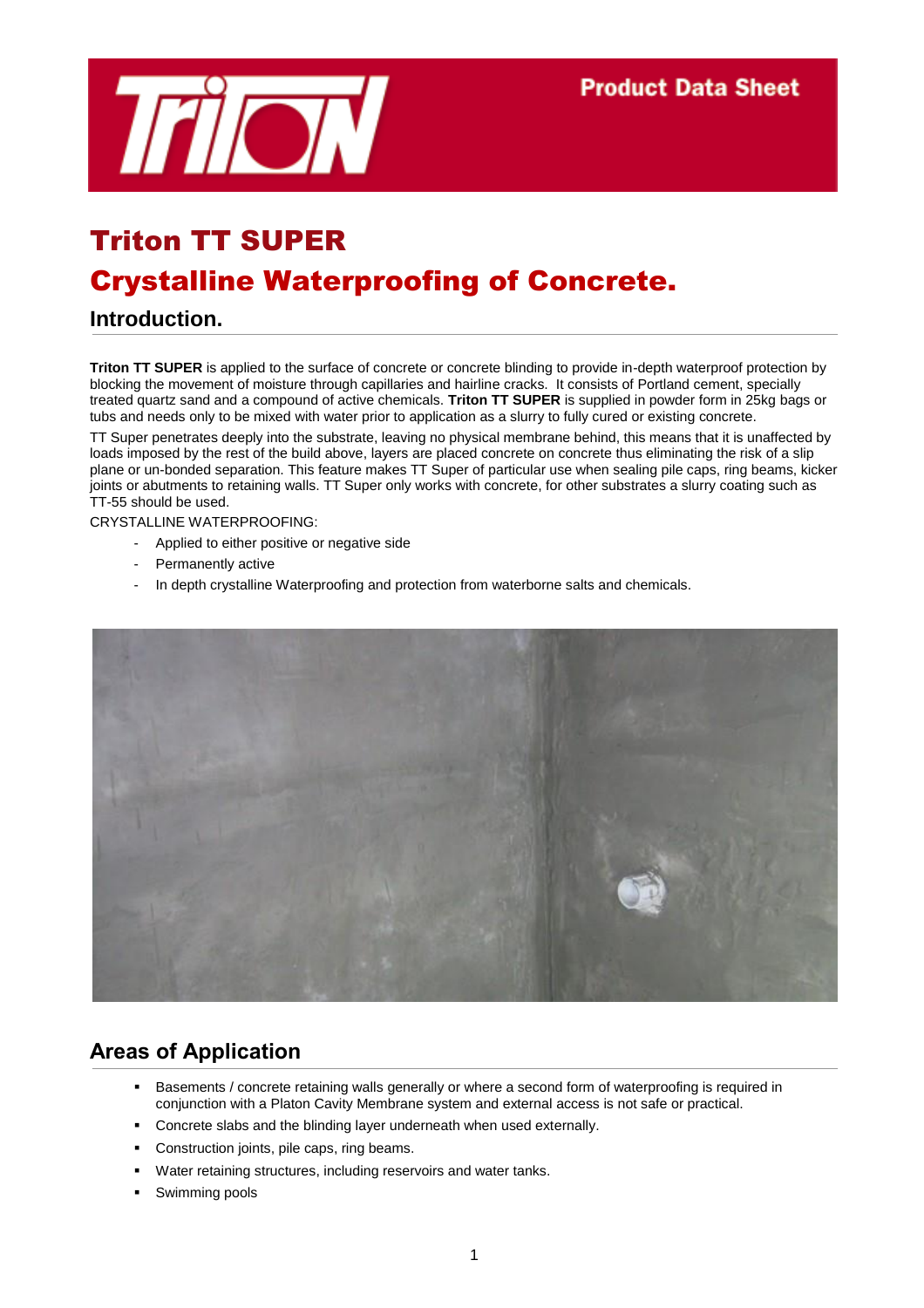# Triton TT SUPER

# Crystalline Waterproofing of Concrete.

## Introduction.

**Triton TT SUPER** is applied to the surface of concrete or concrete blinding to provide in-depth waterproof protection by blocking the movement of moisture through capillaries and hairline cracks. It consists of Portland cement, specially treated quartz sand and a compound of active chemicals. **Triton TT SUPER** is supplied in powder form in 25kg bags or tubs and needs only to be mixed with water prior to application as a slurry to fully cured or existing concrete.

TT Super penetrates deeply into the substrate, leaving no physical membrane behind, this means that it is unaffected by loads imposed by the rest of the build above, layers are placed concrete on concrete thus eliminating the risk of a slip plane or un-bonded separation. This feature makes TT Super of particular use when sealing pile caps, ring beams, kicker joints or abutments to retaining walls. TT Super only works with concrete, for other substrates a slurry coating such as TT-55 should be used.

CRYSTALLINE WATERPROOFING:

- Applied to either positive or negative side
- Permanently active
- In depth crystalline Waterproofing and protection from waterborne salts and chemicals.

## Areas of Application

- Basements / concrete retaining walls generally or where a second form of waterproofing is required in conjunction with a Platon Cavity Membrane system and external access is not safe or practical.
- Concrete slabs and the blinding layer underneath when used externally.
- Construction joints, pile caps, ring beams.
- Water retaining structures, including reservoirs and water tanks.
- Swimming pools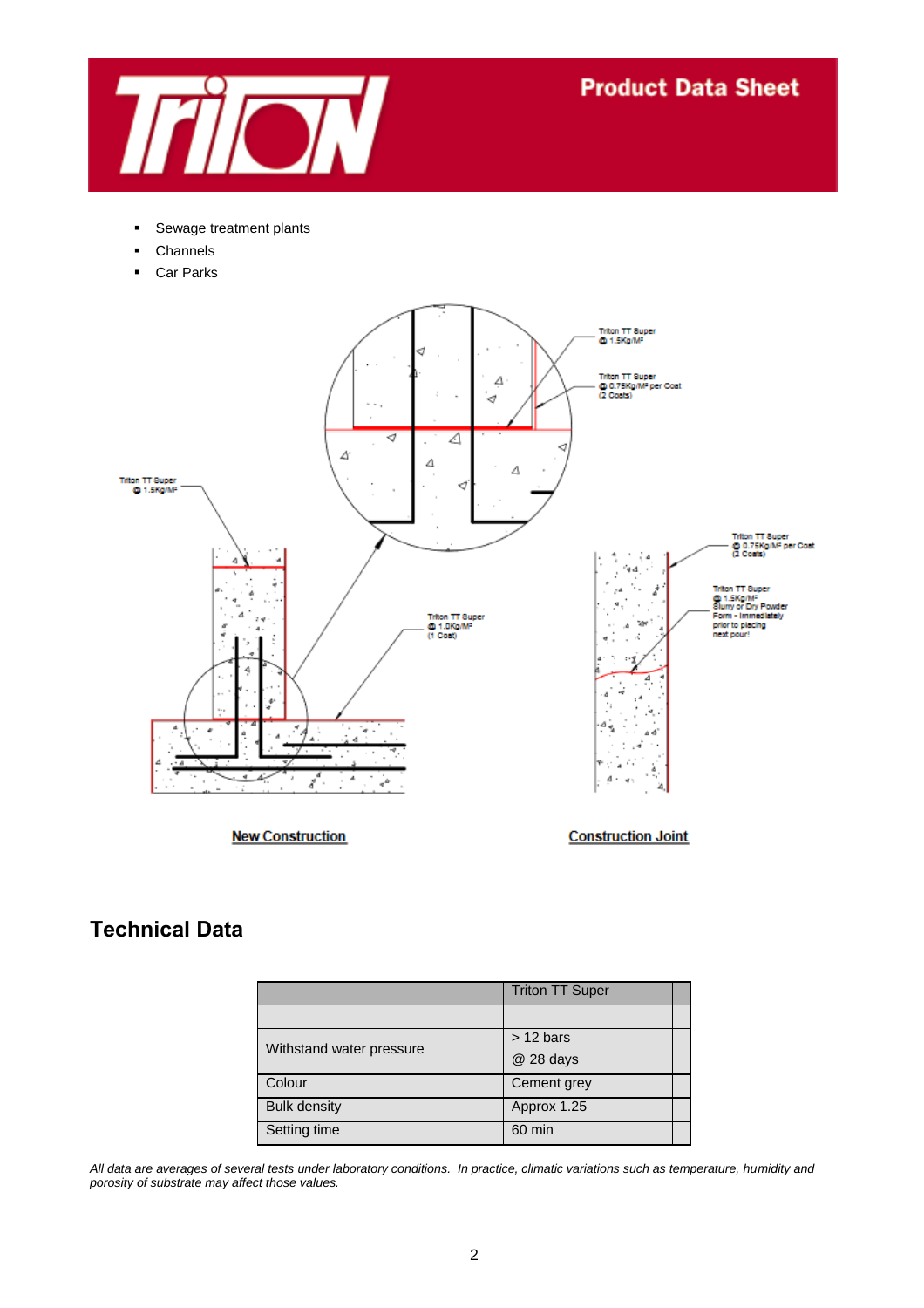- Sewage treatment plants
- Channels
- Car Parks

Triton TT Super @ 1.5Kg/M²

Triton TT Super @ 0.75Kg/M² per Coat (2 Coats)

Triton TT Super @ 1.5Kg/M²

Triton TT Super @ 1.0Kg/M² (1 Coat)

Triton TT Super @ 0.75Kg/M² per Coat (2 Coats)

Triton TT Super @ 1.5Kg/M² Slurry or Dry Powder Form - Immediately prior to placing next pour!

New Construction

Construction Joint

## Technical Data

| | Triton TT Super | |
|---|---|---|
| | | |
| Withstand water pressure | > 12 bars @ 28 days | |
| Colour | Cement grey | |
| Bulk density | Approx 1.25 | |
| Setting time | 60 min | |

*All data are averages of several tests under laboratory conditions. In practice, climatic variations such as temperature, humidity and porosity of substrate may affect those values.*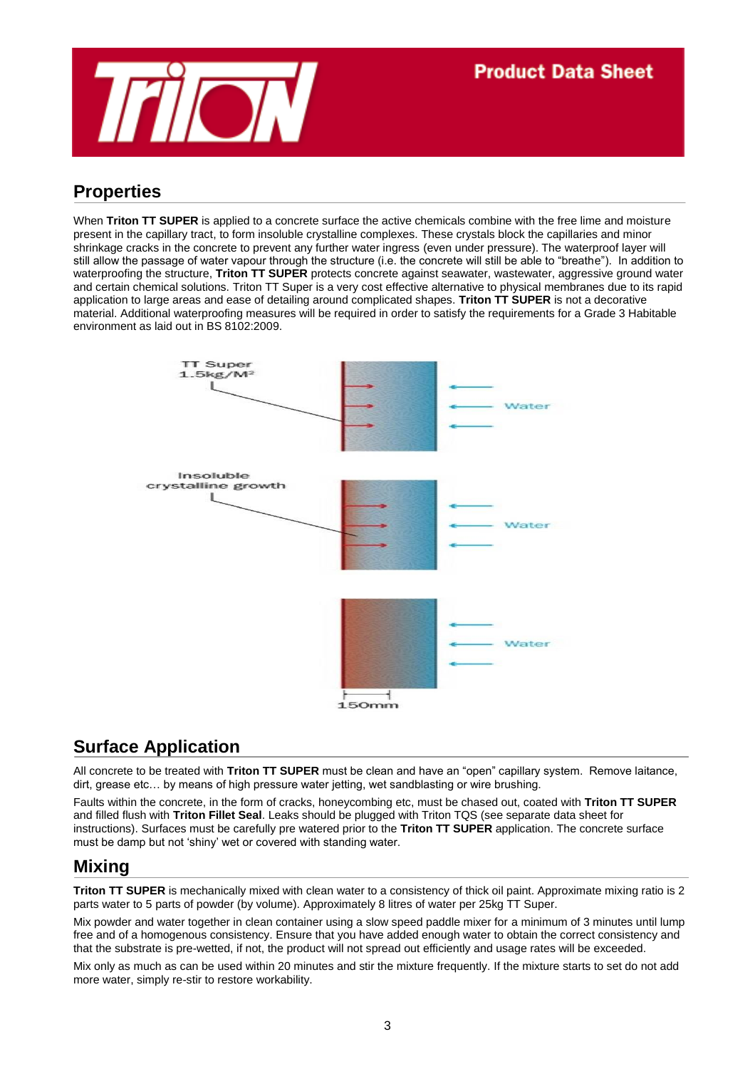## Properties

When **Triton TT SUPER** is applied to a concrete surface the active chemicals combine with the free lime and moisture present in the capillary tract, to form insoluble crystalline complexes. These crystals block the capillaries and minor shrinkage cracks in the concrete to prevent any further water ingress (even under pressure). The waterproof layer will still allow the passage of water vapour through the structure (i.e. the concrete will still be able to "breathe"). In addition to waterproofing the structure, **Triton TT SUPER** protects concrete against seawater, wastewater, aggressive ground water and certain chemical solutions. Triton TT Super is a very cost effective alternative to physical membranes due to its rapid application to large areas and ease of detailing around complicated shapes. **Triton TT SUPER** is not a decorative material. Additional waterproofing measures will be required in order to satisfy the requirements for a Grade 3 Habitable environment as laid out in BS 8102:2009.

TT Super 1.5kg/M²

Water

Insoluble crystalline growth

Water

Water

150mm

## Surface Application

All concrete to be treated with **Triton TT SUPER** must be clean and have an "open" capillary system. Remove laitance, dirt, grease etc… by means of high pressure water jetting, wet sandblasting or wire brushing.

Faults within the concrete, in the form of cracks, honeycombing etc, must be chased out, coated with **Triton TT SUPER** and filled flush with **Triton Fillet Seal**. Leaks should be plugged with Triton TQS (see separate data sheet for instructions). Surfaces must be carefully pre watered prior to the **Triton TT SUPER** application. The concrete surface must be damp but not 'shiny' wet or covered with standing water.

## Mixing

**Triton TT SUPER** is mechanically mixed with clean water to a consistency of thick oil paint. Approximate mixing ratio is 2 parts water to 5 parts of powder (by volume). Approximately 8 litres of water per 25kg TT Super.

Mix powder and water together in clean container using a slow speed paddle mixer for a minimum of 3 minutes until lump free and of a homogenous consistency. Ensure that you have added enough water to obtain the correct consistency and that the substrate is pre-wetted, if not, the product will not spread out efficiently and usage rates will be exceeded.

Mix only as much as can be used within 20 minutes and stir the mixture frequently. If the mixture starts to set do not add more water, simply re-stir to restore workability.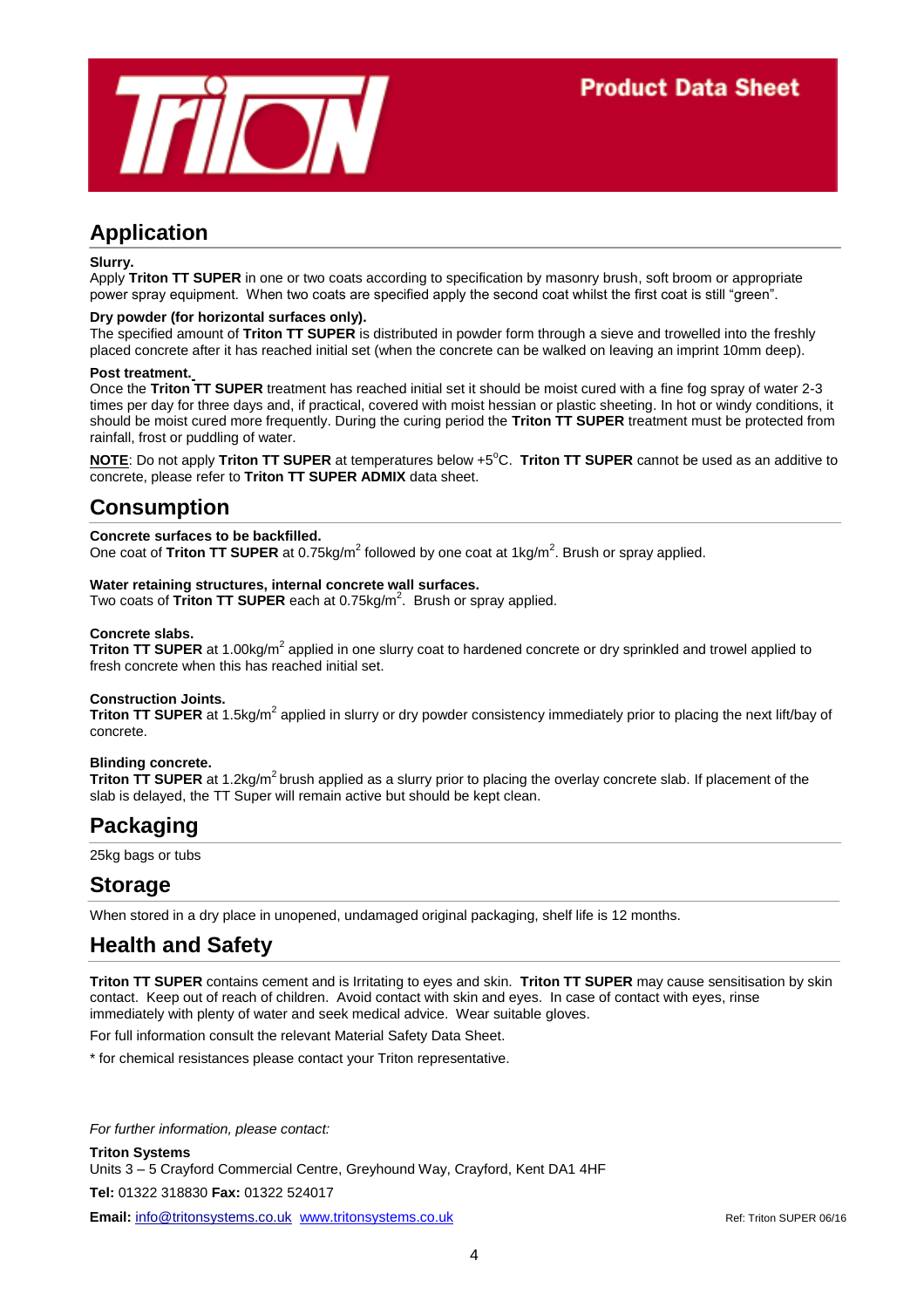## Application

**Slurry.**
Apply **Triton TT SUPER** in one or two coats according to specification by masonry brush, soft broom or appropriate power spray equipment. When two coats are specified apply the second coat whilst the first coat is still "green".

**Dry powder (for horizontal surfaces only).**
The specified amount of **Triton TT SUPER** is distributed in powder form through a sieve and trowelled into the freshly placed concrete after it has reached initial set (when the concrete can be walked on leaving an imprint 10mm deep).

**Post treatment.**
Once the **Triton TT SUPER** treatment has reached initial set it should be moist cured with a fine fog spray of water 2-3 times per day for three days and, if practical, covered with moist hessian or plastic sheeting. In hot or windy conditions, it should be moist cured more frequently. During the curing period the **Triton TT SUPER** treatment must be protected from rainfall, frost or puddling of water.

**NOTE**: Do not apply **Triton TT SUPER** at temperatures below +5°C. **Triton TT SUPER** cannot be used as an additive to concrete, please refer to **Triton TT SUPER ADMIX** data sheet.

## Consumption

**Concrete surfaces to be backfilled.**
One coat of **Triton TT SUPER** at 0.75kg/m$^2$ followed by one coat at 1kg/m$^2$. Brush or spray applied.

**Water retaining structures, internal concrete wall surfaces.**
Two coats of **Triton TT SUPER** each at 0.75kg/m$^2$. Brush or spray applied.

**Concrete slabs.**
**Triton TT SUPER** at 1.00kg/m$^2$ applied in one slurry coat to hardened concrete or dry sprinkled and trowel applied to fresh concrete when this has reached initial set.

**Construction Joints.**
**Triton TT SUPER** at 1.5kg/m$^2$ applied in slurry or dry powder consistency immediately prior to placing the next lift/bay of concrete.

**Blinding concrete.**
**Triton TT SUPER** at 1.2kg/m$^2$ brush applied as a slurry prior to placing the overlay concrete slab. If placement of the slab is delayed, the TT Super will remain active but should be kept clean.

## Packaging

25kg bags or tubs

## Storage

When stored in a dry place in unopened, undamaged original packaging, shelf life is 12 months.

## Health and Safety

**Triton TT SUPER** contains cement and is Irritating to eyes and skin. **Triton TT SUPER** may cause sensitisation by skin contact. Keep out of reach of children. Avoid contact with skin and eyes. In case of contact with eyes, rinse immediately with plenty of water and seek medical advice. Wear suitable gloves.

For full information consult the relevant Material Safety Data Sheet.

* for chemical resistances please contact your Triton representative.

*For further information, please contact:*

**Triton Systems**
Units 3 – 5 Crayford Commercial Centre, Greyhound Way, Crayford, Kent DA1 4HF

**Tel:** 01322 318830 **Fax:** 01322 524017

**Email:** info@tritonsystems.co.uk www.tritonsystems.co.uk

Ref: Triton SUPER 06/16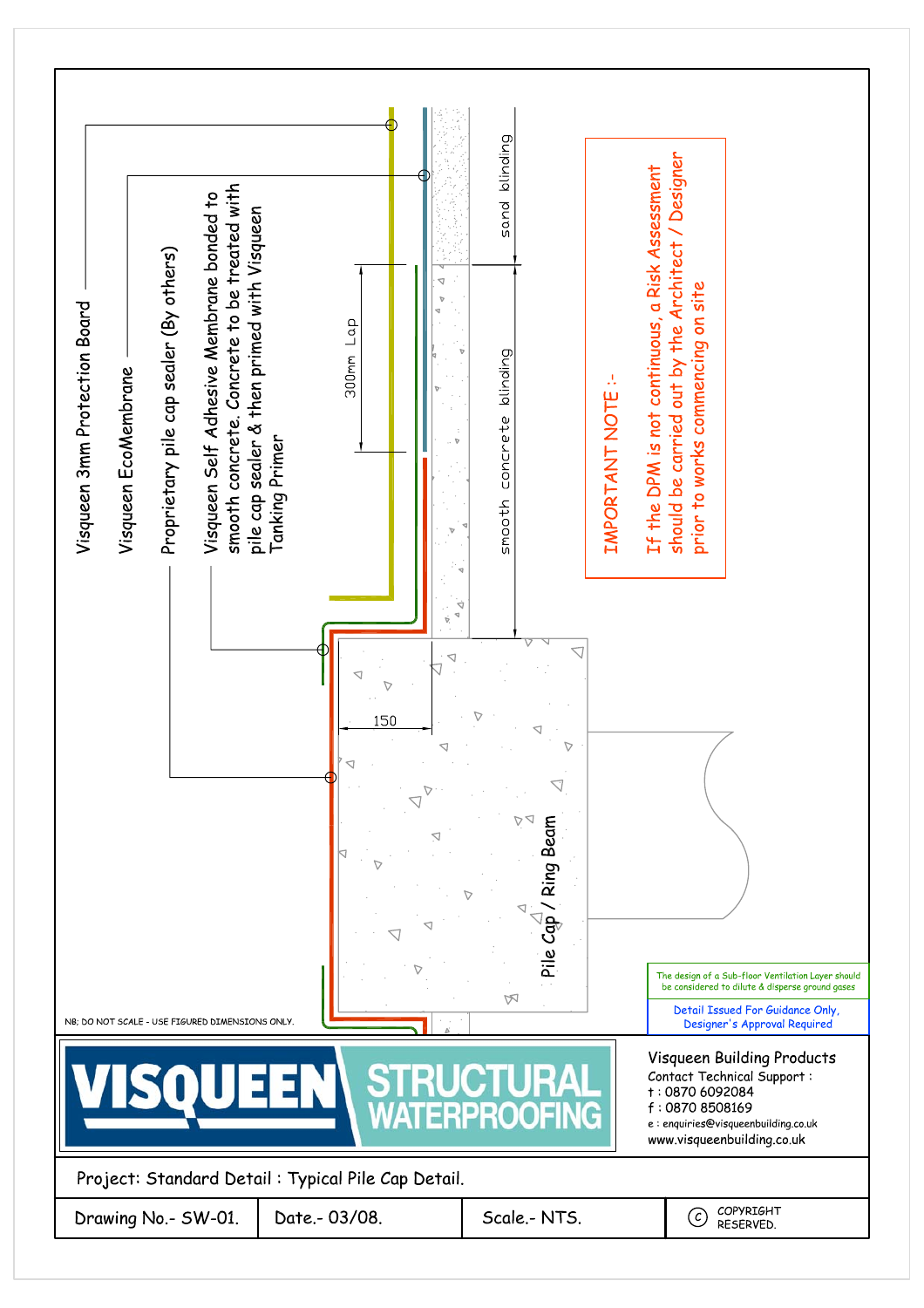Visqueen 3mm Protection Board

Visqueen EcoMembrane

Proprietary pile cap sealer (By others)

Visqueen Self Adhesive Membrane bonded to smooth concrete. Concrete to be treated with pile cap sealer & then primed with Visqueen Tanking Primer

300mm Lap

sand blinding

smooth concrete blinding

150

Pile Cap / Ring Beam

**IMPORTANT NOTE :-**

If the DPM is not continuous, a Risk Assessment should be carried out by the Architect / Designer prior to works commencing on site

The design of a Sub-floor Ventilation Layer should be considered to dilute & disperse ground gases

Detail Issued For Guidance Only, Designer's Approval Required

NB; DO NOT SCALE - USE FIGURED DIMENSIONS ONLY.

VISQUEEN STRUCTURAL WATERPROOFING

Visqueen Building Products
Contact Technical Support :
t : 0870 6092084
f : 0870 8508169
e : enquiries@visqueenbuilding.co.uk
www.visqueenbuilding.co.uk

Project: Standard Detail : Typical Pile Cap Detail.

| Drawing No.- SW-01. | Date.- 03/08. | Scale.- NTS. | © COPYRIGHT RESERVED. |
|---|---|---|---|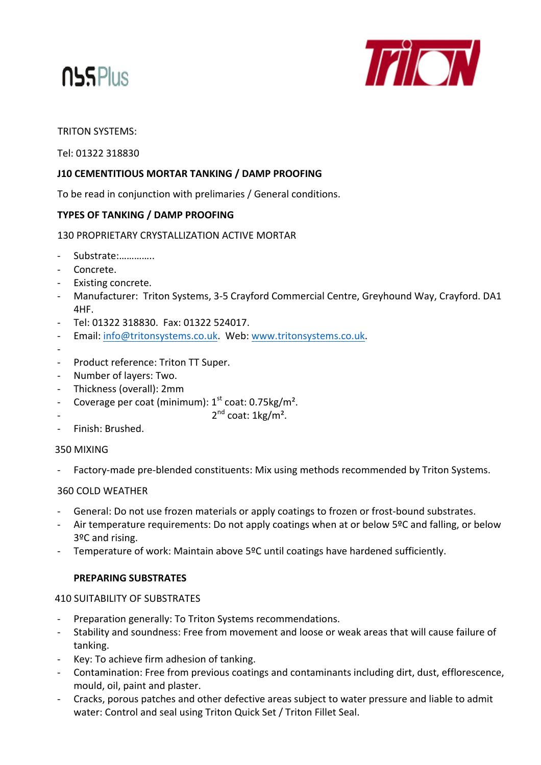TRITON SYSTEMS:

Tel: 01322 318830

**J10 CEMENTITIOUS MORTAR TANKING / DAMP PROOFING**

To be read in conjunction with prelimaries / General conditions.

**TYPES OF TANKING / DAMP PROOFING**

130 PROPRIETARY CRYSTALLIZATION ACTIVE MORTAR

- Substrate:…………..
- Concrete.
- Existing concrete.
- Manufacturer: Triton Systems, 3-5 Crayford Commercial Centre, Greyhound Way, Crayford. DA1 4HF.
- Tel: 01322 318830. Fax: 01322 524017.
- Email: info@tritonsystems.co.uk. Web: www.tritonsystems.co.uk.
-
- Product reference: Triton TT Super.
- Number of layers: Two.
- Thickness (overall): 2mm
- Coverage per coat (minimum): 1st coat: 0.75kg/m².
- 2nd coat: 1kg/m².
- Finish: Brushed.

350 MIXING

- Factory-made pre-blended constituents: Mix using methods recommended by Triton Systems.

360 COLD WEATHER

- General: Do not use frozen materials or apply coatings to frozen or frost-bound substrates.
- Air temperature requirements: Do not apply coatings when at or below 5ºC and falling, or below 3ºC and rising.
- Temperature of work: Maintain above 5ºC until coatings have hardened sufficiently.

**PREPARING SUBSTRATES**

410 SUITABILITY OF SUBSTRATES

- Preparation generally: To Triton Systems recommendations.
- Stability and soundness: Free from movement and loose or weak areas that will cause failure of tanking.
- Key: To achieve firm adhesion of tanking.
- Contamination: Free from previous coatings and contaminants including dirt, dust, efflorescence, mould, oil, paint and plaster.
- Cracks, porous patches and other defective areas subject to water pressure and liable to admit water: Control and seal using Triton Quick Set / Triton Fillet Seal.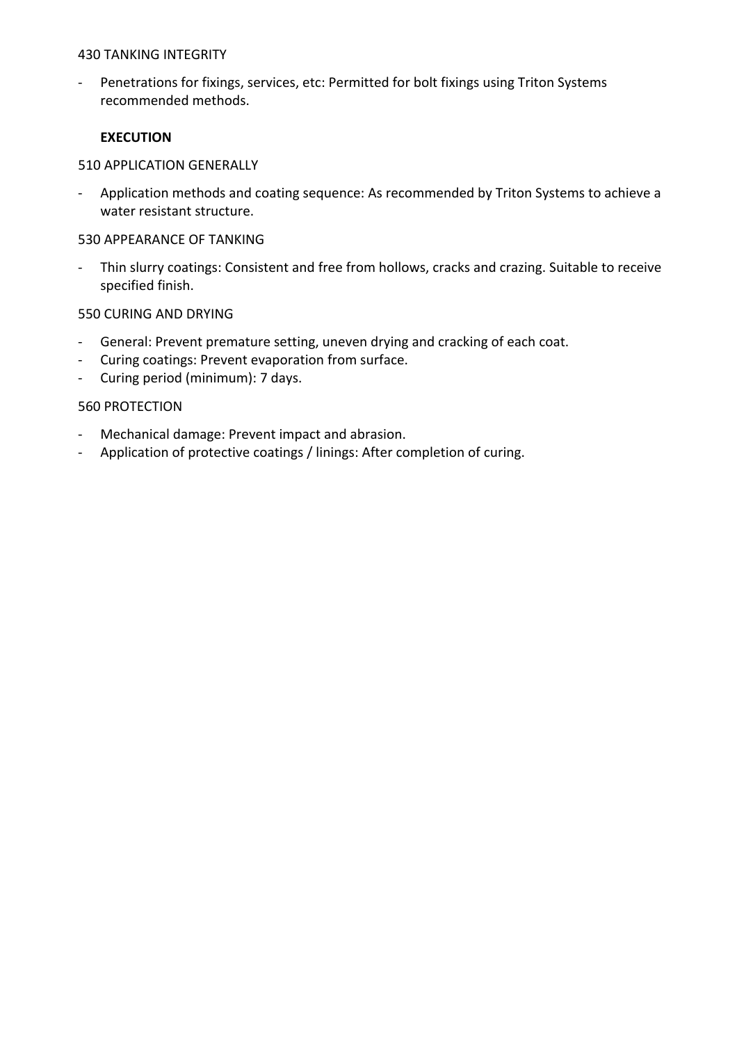430 TANKING INTEGRITY

- Penetrations for fixings, services, etc: Permitted for bolt fixings using Triton Systems recommended methods.

**EXECUTION**

510 APPLICATION GENERALLY

- Application methods and coating sequence: As recommended by Triton Systems to achieve a water resistant structure.

530 APPEARANCE OF TANKING

- Thin slurry coatings: Consistent and free from hollows, cracks and crazing. Suitable to receive specified finish.

550 CURING AND DRYING

- General: Prevent premature setting, uneven drying and cracking of each coat.
- Curing coatings: Prevent evaporation from surface.
- Curing period (minimum): 7 days.

560 PROTECTION

- Mechanical damage: Prevent impact and abrasion.
- Application of protective coatings / linings: After completion of curing.